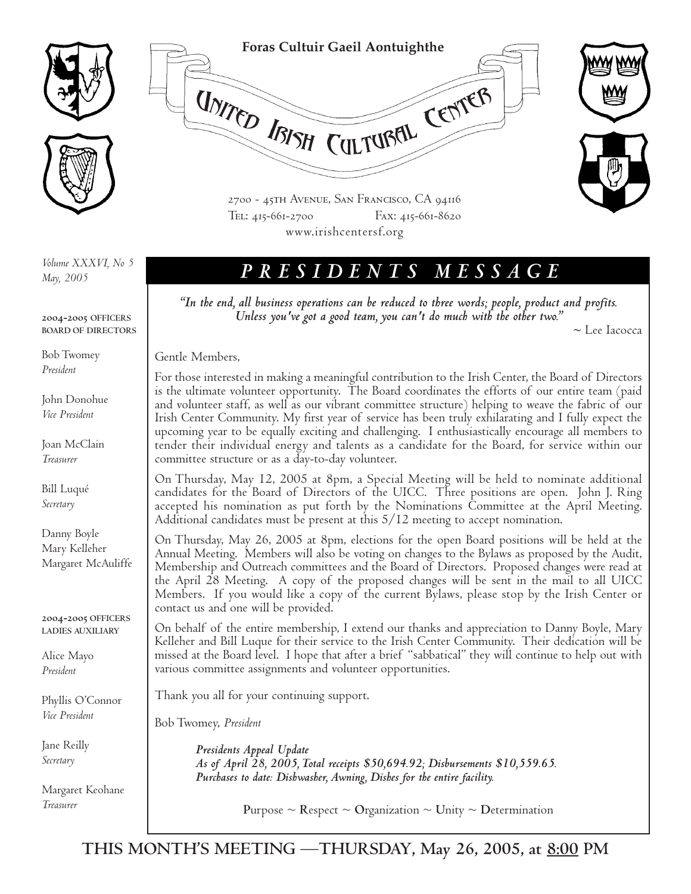Foras Cultuir Gaeil Aontuighthe

# United Irish Cultural Center

2700 - 45th Avenue, San Francisco, CA 94116
Tel: 415-661-2700 Fax: 415-661-8620
www.irishcentersf.org

*Volume XXXVI, No 5*
*May, 2005*

**2004-2005 OFFICERS**
**BOARD OF DIRECTORS**

Bob Twomey
*President*

John Donohue
*Vice President*

Joan McClain
*Treasurer*

Bill Luqué
*Secretary*

Danny Boyle
Mary Kelleher
Margaret McAuliffe

**2004-2005 OFFICERS**
**LADIES AUXILIARY**

Alice Mayo
*President*

Phyllis O'Connor
*Vice President*

Jane Reilly
*Secretary*

Margaret Keohane
*Treasurer*

## *PRESIDENTS MESSAGE*

*"In the end, all business operations can be reduced to three words; people, product and profits. Unless you've got a good team, you can't do much with the other two."*

~ Lee Iacocca

Gentle Members,

For those interested in making a meaningful contribution to the Irish Center, the Board of Directors is the ultimate volunteer opportunity. The Board coordinates the efforts of our entire team (paid and volunteer staff, as well as our vibrant committee structure) helping to weave the fabric of our Irish Center Community. My first year of service has been truly exhilarating and I fully expect the upcoming year to be equally exciting and challenging. I enthusiastically encourage all members to tender their individual energy and talents as a candidate for the Board, for service within our committee structure or as a day-to-day volunteer.

On Thursday, May 12, 2005 at 8pm, a Special Meeting will be held to nominate additional candidates for the Board of Directors of the UICC. Three positions are open. John J. Ring accepted his nomination as put forth by the Nominations Committee at the April Meeting. Additional candidates must be present at this 5/12 meeting to accept nomination.

On Thursday, May 26, 2005 at 8pm, elections for the open Board positions will be held at the Annual Meeting. Members will also be voting on changes to the Bylaws as proposed by the Audit, Membership and Outreach committees and the Board of Directors. Proposed changes were read at the April 28 Meeting. A copy of the proposed changes will be sent in the mail to all UICC Members. If you would like a copy of the current Bylaws, please stop by the Irish Center or contact us and one will be provided.

On behalf of the entire membership, I extend our thanks and appreciation to Danny Boyle, Mary Kelleher and Bill Luque for their service to the Irish Center Community. Their dedication will be missed at the Board level. I hope that after a brief "sabbatical" they will continue to help out with various committee assignments and volunteer opportunities.

Thank you all for your continuing support.

Bob Twomey, *President*

***Presidents Appeal Update***
***As of April 28, 2005, Total receipts $50,694.92; Disbursements $10,559.65.***
***Purchases to date: Dishwasher, Awning, Dishes for the entire facility.***

**P**urpose ~ **R**espect ~ **O**rganization ~ **U**nity ~ **D**etermination

**THIS MONTH'S MEETING —THURSDAY, May 26, 2005, at 8:00 PM**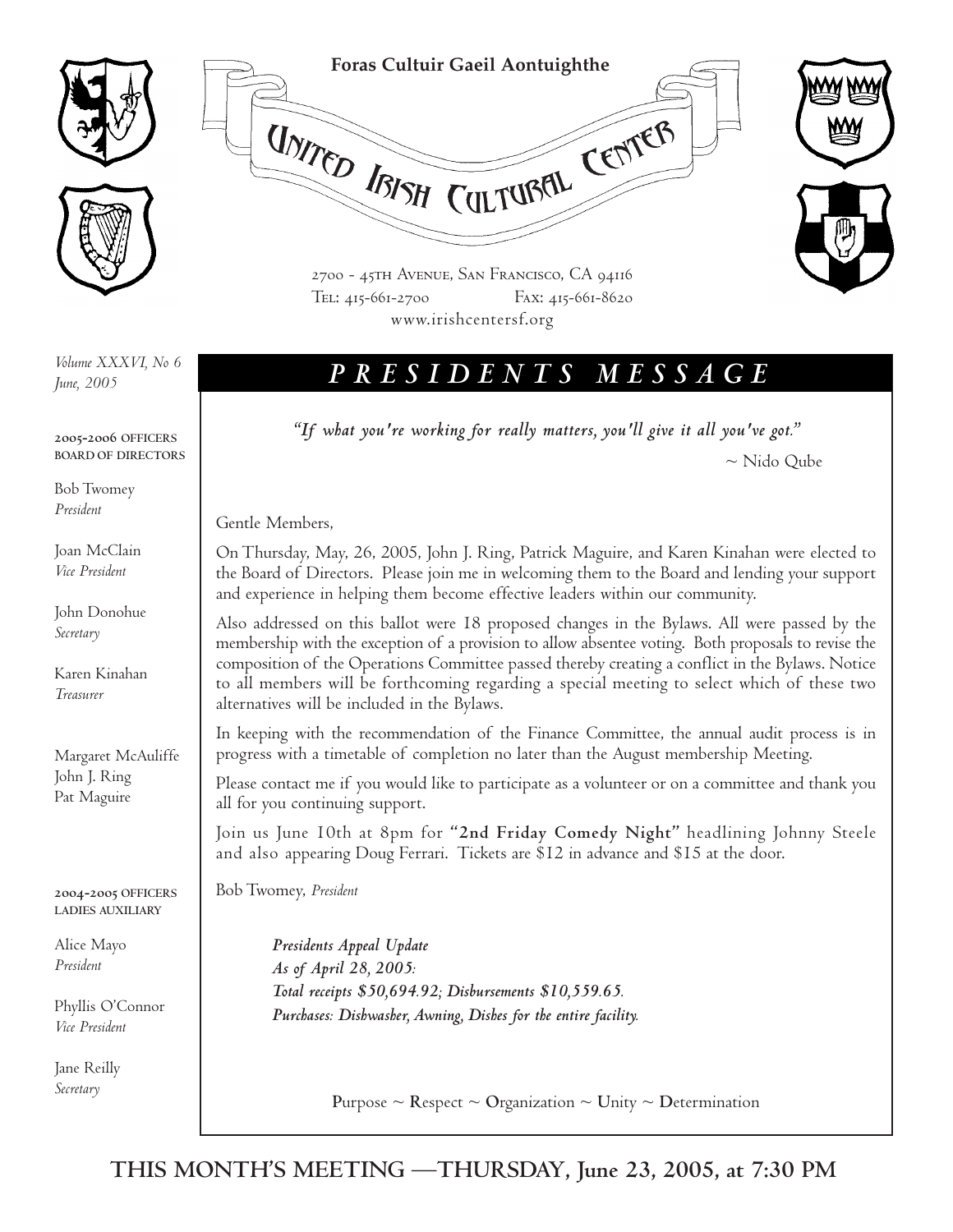**Foras Cultuir Gaeil Aontuighthe**

# United Irish Cultural Center

2700 - 45th Avenue, San Francisco, CA 94116
Tel: 415-661-2700 Fax: 415-661-8620
www.irishcentersf.org

*Volume XXXVI, No 6*
*June, 2005*

**2005-2006 OFFICERS**
**BOARD OF DIRECTORS**

Bob Twomey
*President*

Joan McClain
*Vice President*

John Donohue
*Secretary*

Karen Kinahan
*Treasurer*

Margaret McAuliffe
John J. Ring
Pat Maguire

**2004-2005 OFFICERS**
**LADIES AUXILIARY**

Alice Mayo
*President*

Phyllis O'Connor
*Vice President*

Jane Reilly
*Secretary*

## *P R E S I D E N T S   M E S S A G E*

*"If what you're working for really matters, you'll give it all you've got."*

~ Nido Qube

Gentle Members,

On Thursday, May, 26, 2005, John J. Ring, Patrick Maguire, and Karen Kinahan were elected to the Board of Directors. Please join me in welcoming them to the Board and lending your support and experience in helping them become effective leaders within our community.

Also addressed on this ballot were 18 proposed changes in the Bylaws. All were passed by the membership with the exception of a provision to allow absentee voting. Both proposals to revise the composition of the Operations Committee passed thereby creating a conflict in the Bylaws. Notice to all members will be forthcoming regarding a special meeting to select which of these two alternatives will be included in the Bylaws.

In keeping with the recommendation of the Finance Committee, the annual audit process is in progress with a timetable of completion no later than the August membership Meeting.

Please contact me if you would like to participate as a volunteer or on a committee and thank you all for you continuing support.

Join us June 10th at 8pm for **"2nd Friday Comedy Night"** headlining Johnny Steele and also appearing Doug Ferrari. Tickets are $12 in advance and $15 at the door.

Bob Twomey, *President*

***Presidents Appeal Update***
***As of April 28, 2005:***
***Total receipts $50,694.92; Disbursements $10,559.65.***
***Purchases: Dishwasher, Awning, Dishes for the entire facility.***

**P**urpose ~ **R**espect ~ **O**rganization ~ **U**nity ~ **D**etermination

**THIS MONTH'S MEETING —THURSDAY, June 23, 2005, at 7:30 PM**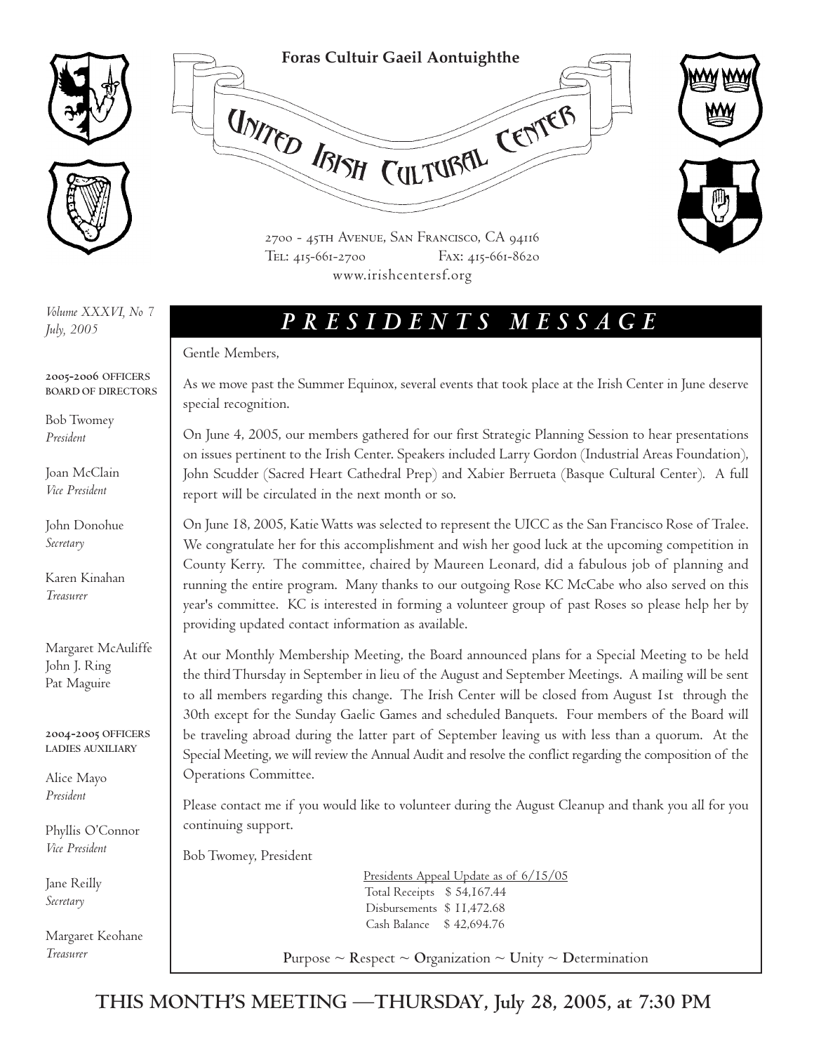**Foras Cultuir Gaeil Aontuighthe**

# United Irish Cultural Center

2700 - 45th Avenue, San Francisco, CA 94116
Tel: 415-661-2700 Fax: 415-661-8620
www.irishcentersf.org

*Volume XXXVI, No 7*
*July, 2005*

**2005-2006 OFFICERS BOARD OF DIRECTORS**

Bob Twomey
*President*

Joan McClain
*Vice President*

John Donohue
*Secretary*

Karen Kinahan
*Treasurer*

Margaret McAuliffe
John J. Ring
Pat Maguire

**2004-2005 OFFICERS LADIES AUXILIARY**

Alice Mayo
*President*

Phyllis O'Connor
*Vice President*

Jane Reilly
*Secretary*

Margaret Keohane
*Treasurer*

## *PRESIDENTS MESSAGE*

Gentle Members,

As we move past the Summer Equinox, several events that took place at the Irish Center in June deserve special recognition.

On June 4, 2005, our members gathered for our first Strategic Planning Session to hear presentations on issues pertinent to the Irish Center. Speakers included Larry Gordon (Industrial Areas Foundation), John Scudder (Sacred Heart Cathedral Prep) and Xabier Berrueta (Basque Cultural Center). A full report will be circulated in the next month or so.

On June 18, 2005, Katie Watts was selected to represent the UICC as the San Francisco Rose of Tralee. We congratulate her for this accomplishment and wish her good luck at the upcoming competition in County Kerry. The committee, chaired by Maureen Leonard, did a fabulous job of planning and running the entire program. Many thanks to our outgoing Rose KC McCabe who also served on this year's committee. KC is interested in forming a volunteer group of past Roses so please help her by providing updated contact information as available.

At our Monthly Membership Meeting, the Board announced plans for a Special Meeting to be held the third Thursday in September in lieu of the August and September Meetings. A mailing will be sent to all members regarding this change. The Irish Center will be closed from August 1st through the 30th except for the Sunday Gaelic Games and scheduled Banquets. Four members of the Board will be traveling abroad during the latter part of September leaving us with less than a quorum. At the Special Meeting, we will review the Annual Audit and resolve the conflict regarding the composition of the Operations Committee.

Please contact me if you would like to volunteer during the August Cleanup and thank you all for you continuing support.

Bob Twomey, President

Presidents Appeal Update as of 6/15/05

| | |
|---|---|
| Total Receipts | $ 54,167.44 |
| Disbursements | $ 11,472.68 |
| Cash Balance | $ 42,694.76 |

**P**urpose ~ **R**espect ~ **O**rganization ~ **U**nity ~ **D**etermination

**THIS MONTH'S MEETING —THURSDAY, July 28, 2005, at 7:30 PM**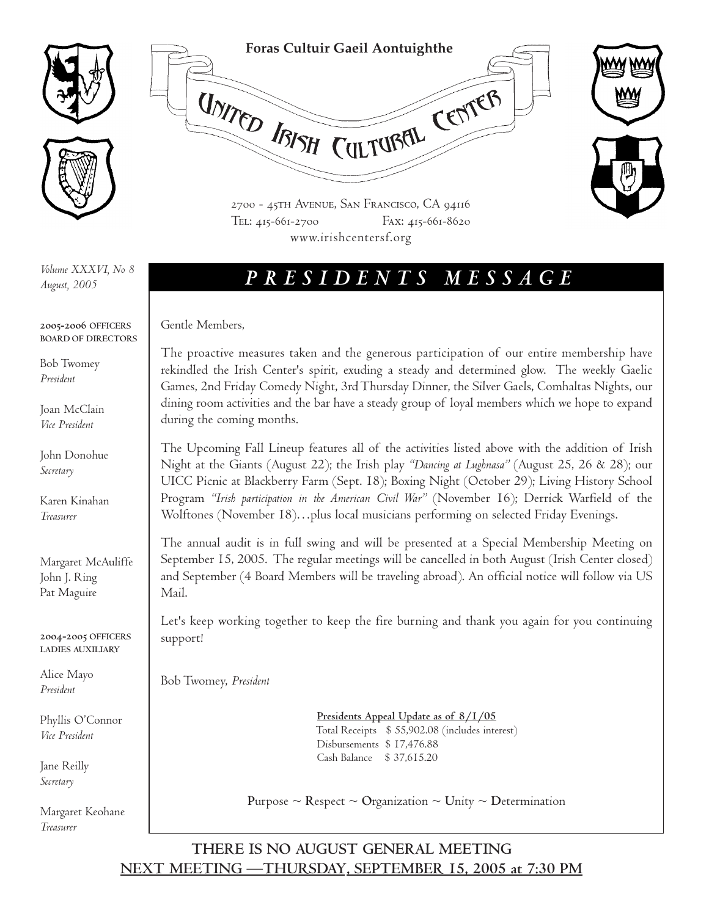**Foras Cultuir Gaeil Aontuighthe**

# United Irish Cultural Center

2700 - 45th Avenue, San Francisco, CA 94116
Tel: 415-661-2700 Fax: 415-661-8620
www.irishcentersf.org

*Volume XXXVI, No 8*
*August, 2005*

**2005-2006 OFFICERS**
**BOARD OF DIRECTORS**

Bob Twomey
*President*

Joan McClain
*Vice President*

John Donohue
*Secretary*

Karen Kinahan
*Treasurer*

Margaret McAuliffe
John J. Ring
Pat Maguire

**2004-2005 OFFICERS**
**LADIES AUXILIARY**

Alice Mayo
*President*

Phyllis O'Connor
*Vice President*

Jane Reilly
*Secretary*

Margaret Keohane
*Treasurer*

## *PRESIDENTS MESSAGE*

Gentle Members,

The proactive measures taken and the generous participation of our entire membership have rekindled the Irish Center's spirit, exuding a steady and determined glow. The weekly Gaelic Games, 2nd Friday Comedy Night, 3rd Thursday Dinner, the Silver Gaels, Comhaltas Nights, our dining room activities and the bar have a steady group of loyal members which we hope to expand during the coming months.

The Upcoming Fall Lineup features all of the activities listed above with the addition of Irish Night at the Giants (August 22); the Irish play *"Dancing at Lughnasa"* (August 25, 26 & 28); our UICC Picnic at Blackberry Farm (Sept. 18); Boxing Night (October 29); Living History School Program *"Irish participation in the American Civil War"* (November 16); Derrick Warfield of the Wolftones (November 18)…plus local musicians performing on selected Friday Evenings.

The annual audit is in full swing and will be presented at a Special Membership Meeting on September 15, 2005. The regular meetings will be cancelled in both August (Irish Center closed) and September (4 Board Members will be traveling abroad). An official notice will follow via US Mail.

Let's keep working together to keep the fire burning and thank you again for you continuing support!

Bob Twomey, *President*

**Presidents Appeal Update as of 8/1/05**

| | |
|---|---|
| Total Receipts | $ 55,902.08 (includes interest) |
| Disbursements | $ 17,476.88 |
| Cash Balance | $ 37,615.20 |

**P**urpose ~ **R**espect ~ **O**rganization ~ **U**nity ~ **D**etermination

**THERE IS NO AUGUST GENERAL MEETING**
**NEXT MEETING —THURSDAY, SEPTEMBER 15, 2005 at 7:30 PM**